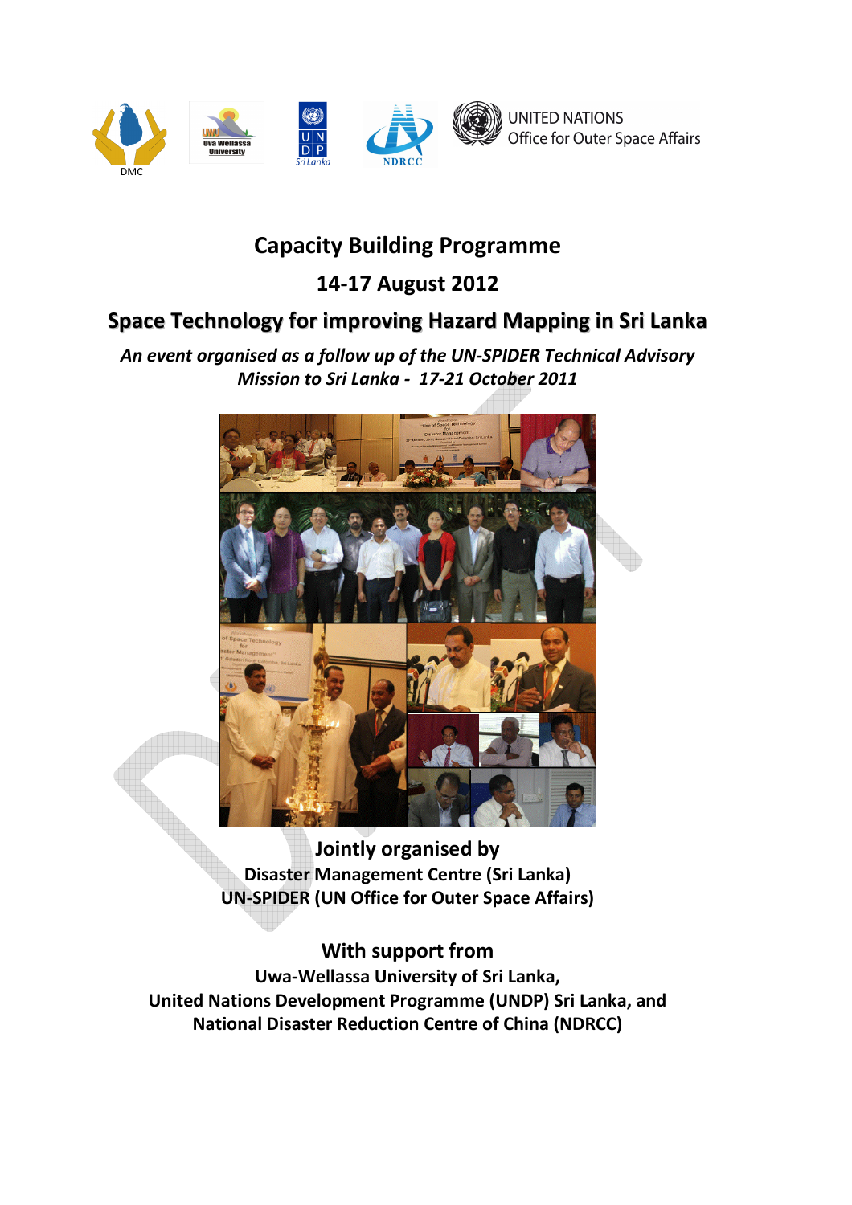DMC

Uva Wellassa University

UNDP Sri Lanka

NDRCC

UNITED NATIONS
Office for Outer Space Affairs

# Capacity Building Programme

## 14-17 August 2012

## Space Technology for improving Hazard Mapping in Sri Lanka

*An event organised as a follow up of the UN-SPIDER Technical Advisory Mission to Sri Lanka - 17-21 October 2011*

**Jointly organised by**
**Disaster Management Centre (Sri Lanka)**
**UN-SPIDER (UN Office for Outer Space Affairs)**

**With support from**
**Uwa-Wellassa University of Sri Lanka,**
**United Nations Development Programme (UNDP) Sri Lanka, and**
**National Disaster Reduction Centre of China (NDRCC)**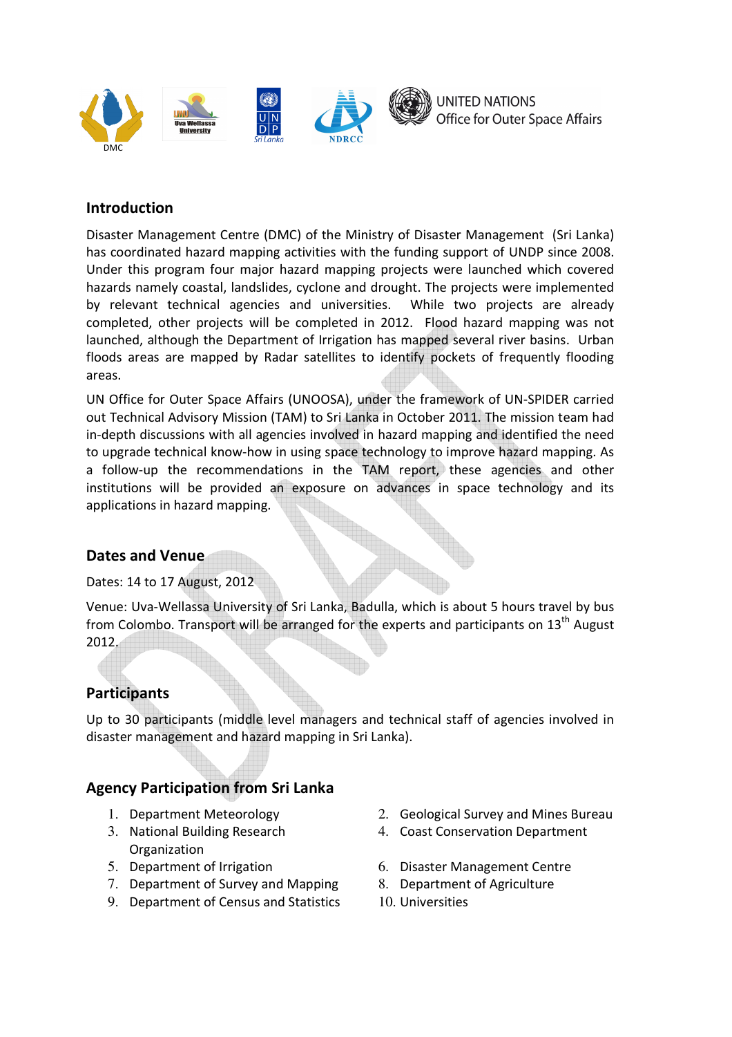## Introduction

Disaster Management Centre (DMC) of the Ministry of Disaster Management (Sri Lanka) has coordinated hazard mapping activities with the funding support of UNDP since 2008. Under this program four major hazard mapping projects were launched which covered hazards namely coastal, landslides, cyclone and drought. The projects were implemented by relevant technical agencies and universities. While two projects are already completed, other projects will be completed in 2012. Flood hazard mapping was not launched, although the Department of Irrigation has mapped several river basins. Urban floods areas are mapped by Radar satellites to identify pockets of frequently flooding areas.

UN Office for Outer Space Affairs (UNOOSA), under the framework of UN-SPIDER carried out Technical Advisory Mission (TAM) to Sri Lanka in October 2011. The mission team had in-depth discussions with all agencies involved in hazard mapping and identified the need to upgrade technical know-how in using space technology to improve hazard mapping. As a follow-up the recommendations in the TAM report, these agencies and other institutions will be provided an exposure on advances in space technology and its applications in hazard mapping.

## Dates and Venue

Dates: 14 to 17 August, 2012

Venue: Uva-Wellassa University of Sri Lanka, Badulla, which is about 5 hours travel by bus from Colombo. Transport will be arranged for the experts and participants on 13th August 2012.

## Participants

Up to 30 participants (middle level managers and technical staff of agencies involved in disaster management and hazard mapping in Sri Lanka).

## Agency Participation from Sri Lanka

1. Department Meteorology
2. Geological Survey and Mines Bureau
3. National Building Research Organization
4. Coast Conservation Department
5. Department of Irrigation
6. Disaster Management Centre
7. Department of Survey and Mapping
8. Department of Agriculture
9. Department of Census and Statistics
10. Universities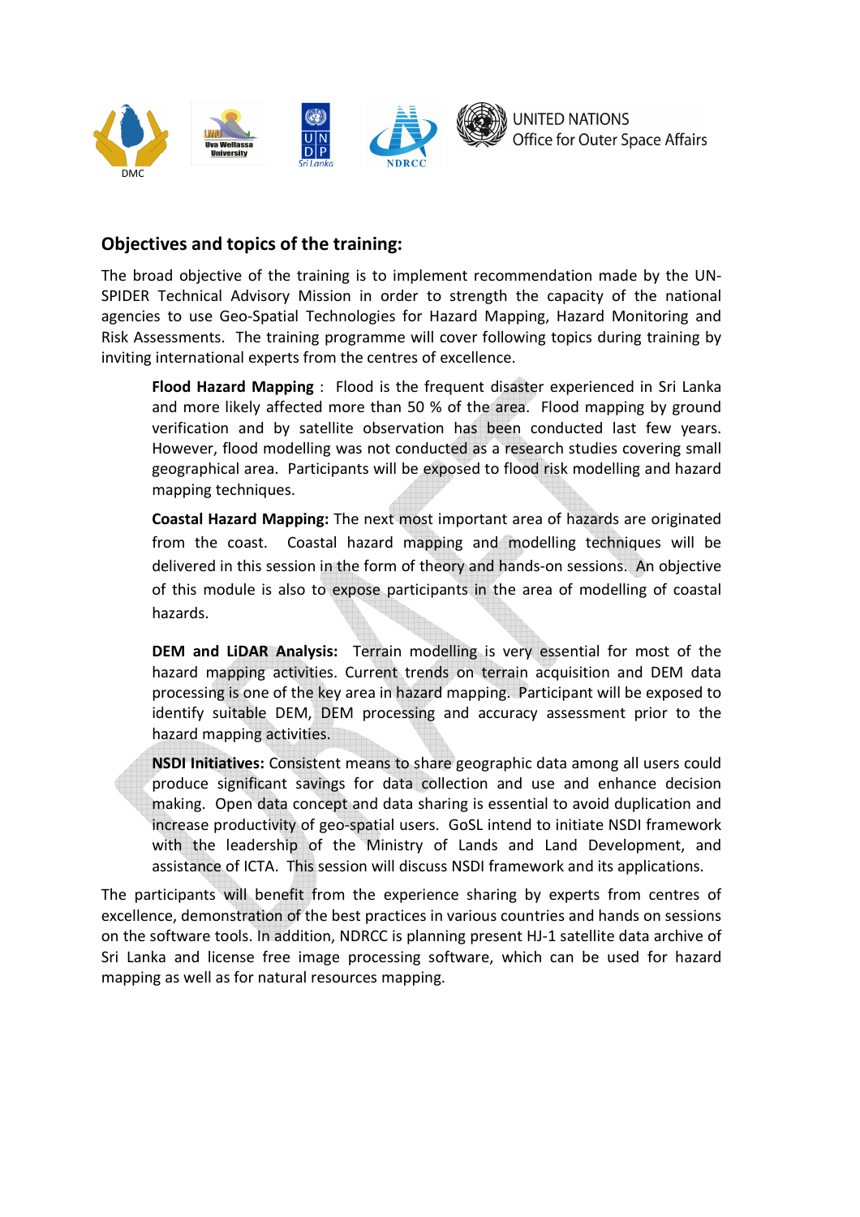## Objectives and topics of the training:

The broad objective of the training is to implement recommendation made by the UN-SPIDER Technical Advisory Mission in order to strength the capacity of the national agencies to use Geo-Spatial Technologies for Hazard Mapping, Hazard Monitoring and Risk Assessments. The training programme will cover following topics during training by inviting international experts from the centres of excellence.

> **Flood Hazard Mapping** : Flood is the frequent disaster experienced in Sri Lanka and more likely affected more than 50 % of the area. Flood mapping by ground verification and by satellite observation has been conducted last few years. However, flood modelling was not conducted as a research studies covering small geographical area. Participants will be exposed to flood risk modelling and hazard mapping techniques.
>
> **Coastal Hazard Mapping:** The next most important area of hazards are originated from the coast. Coastal hazard mapping and modelling techniques will be delivered in this session in the form of theory and hands-on sessions. An objective of this module is also to expose participants in the area of modelling of coastal hazards.
>
> **DEM and LiDAR Analysis:** Terrain modelling is very essential for most of the hazard mapping activities. Current trends on terrain acquisition and DEM data processing is one of the key area in hazard mapping. Participant will be exposed to identify suitable DEM, DEM processing and accuracy assessment prior to the hazard mapping activities.
>
> **NSDI Initiatives:** Consistent means to share geographic data among all users could produce significant savings for data collection and use and enhance decision making. Open data concept and data sharing is essential to avoid duplication and increase productivity of geo-spatial users. GoSL intend to initiate NSDI framework with the leadership of the Ministry of Lands and Land Development, and assistance of ICTA. This session will discuss NSDI framework and its applications.

The participants will benefit from the experience sharing by experts from centres of excellence, demonstration of the best practices in various countries and hands on sessions on the software tools. In addition, NDRCC is planning present HJ-1 satellite data archive of Sri Lanka and license free image processing software, which can be used for hazard mapping as well as for natural resources mapping.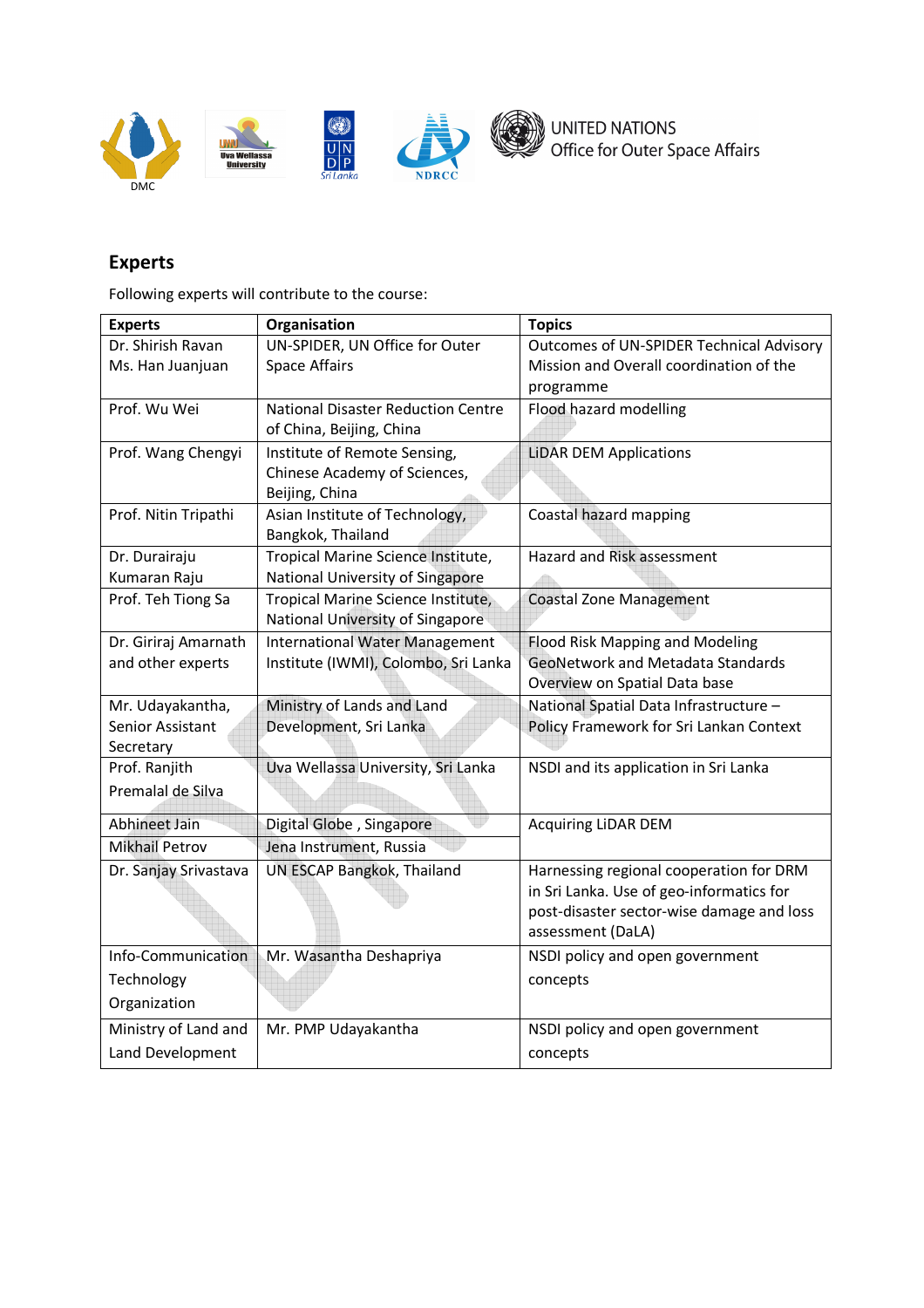## Experts

Following experts will contribute to the course:

| Experts | Organisation | Topics |
|---|---|---|
| Dr. Shirish Ravan<br>Ms. Han Juanjuan | UN-SPIDER, UN Office for Outer Space Affairs | Outcomes of UN-SPIDER Technical Advisory Mission and Overall coordination of the programme |
| Prof. Wu Wei | National Disaster Reduction Centre of China, Beijing, China | Flood hazard modelling |
| Prof. Wang Chengyi | Institute of Remote Sensing, Chinese Academy of Sciences, Beijing, China | LiDAR DEM Applications |
| Prof. Nitin Tripathi | Asian Institute of Technology, Bangkok, Thailand | Coastal hazard mapping |
| Dr. Durairaju Kumaran Raju | Tropical Marine Science Institute, National University of Singapore | Hazard and Risk assessment |
| Prof. Teh Tiong Sa | Tropical Marine Science Institute, National University of Singapore | Coastal Zone Management |
| Dr. Giriraj Amarnath and other experts | International Water Management Institute (IWMI), Colombo, Sri Lanka | Flood Risk Mapping and Modeling<br>GeoNetwork and Metadata Standards<br>Overview on Spatial Data base |
| Mr. Udayakantha, Senior Assistant Secretary | Ministry of Lands and Land Development, Sri Lanka | National Spatial Data Infrastructure – Policy Framework for Sri Lankan Context |
| Prof. Ranjith Premalal de Silva | Uva Wellassa University, Sri Lanka | NSDI and its application in Sri Lanka |
| Abhineet Jain | Digital Globe , Singapore | Acquiring LiDAR DEM |
| Mikhail Petrov | Jena Instrument, Russia | |
| Dr. Sanjay Srivastava | UN ESCAP Bangkok, Thailand | Harnessing regional cooperation for DRM in Sri Lanka. Use of geo-informatics for post-disaster sector-wise damage and loss assessment (DaLA) |
| Info-Communication Technology Organization | Mr. Wasantha Deshapriya | NSDI policy and open government concepts |
| Ministry of Land and Land Development | Mr. PMP Udayakantha | NSDI policy and open government concepts |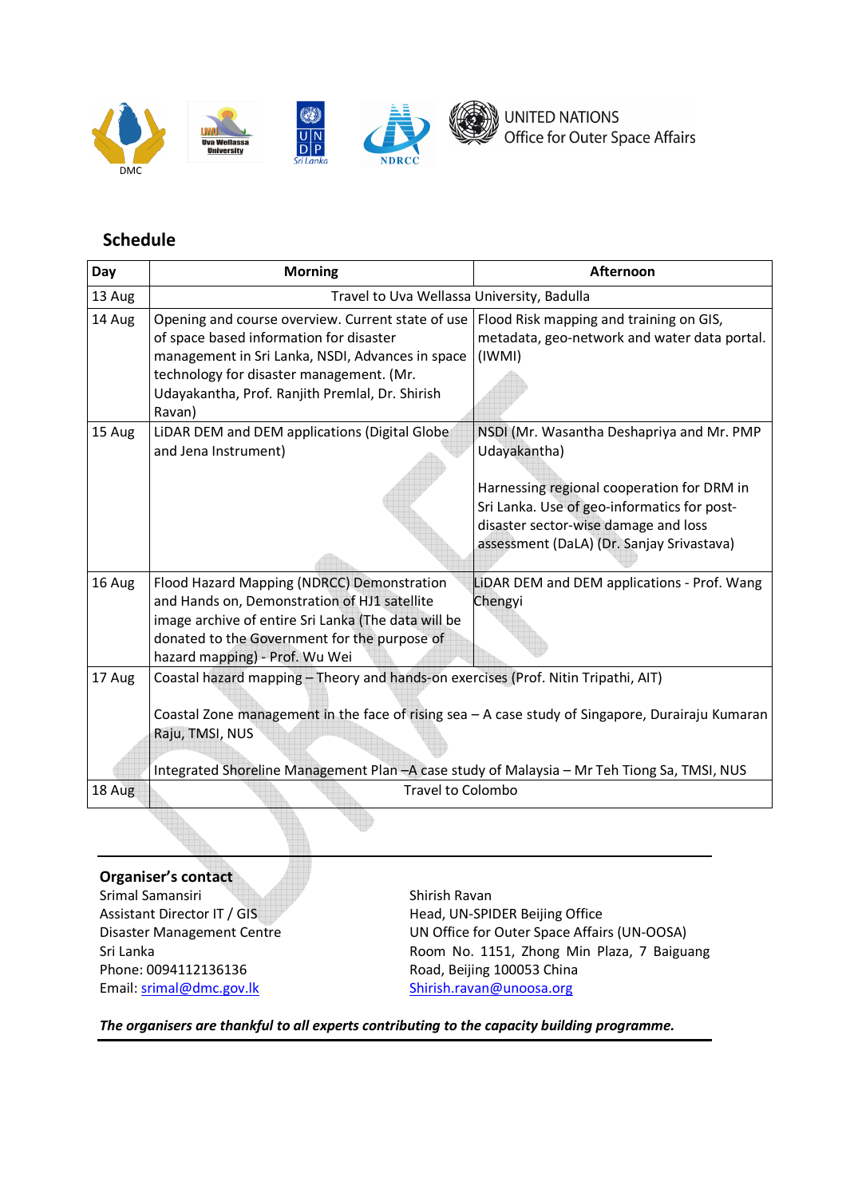UNITED NATIONS
Office for Outer Space Affairs

## Schedule

| Day | Morning | Afternoon |
| --- | --- | --- |
| 13 Aug | Travel to Uva Wellassa University, Badulla | |
| 14 Aug | Opening and course overview. Current state of use of space based information for disaster management in Sri Lanka, NSDI, Advances in space technology for disaster management. (Mr. Udayakantha, Prof. Ranjith Premlal, Dr. Shirish Ravan) | Flood Risk mapping and training on GIS, metadata, geo-network and water data portal. (IWMI) |
| 15 Aug | LiDAR DEM and DEM applications (Digital Globe and Jena Instrument) | NSDI (Mr. Wasantha Deshapriya and Mr. PMP Udayakantha)<br><br>Harnessing regional cooperation for DRM in Sri Lanka. Use of geo-informatics for post-disaster sector-wise damage and loss assessment (DaLA) (Dr. Sanjay Srivastava) |
| 16 Aug | Flood Hazard Mapping (NDRCC) Demonstration and Hands on, Demonstration of HJ1 satellite image archive of entire Sri Lanka (The data will be donated to the Government for the purpose of hazard mapping) - Prof. Wu Wei | LiDAR DEM and DEM applications - Prof. Wang Chengyi |
| 17 Aug | Coastal hazard mapping – Theory and hands-on exercises (Prof. Nitin Tripathi, AIT)<br><br>Coastal Zone management in the face of rising sea – A case study of Singapore, Durairaju Kumaran Raju, TMSI, NUS<br><br>Integrated Shoreline Management Plan –A case study of Malaysia – Mr Teh Tiong Sa, TMSI, NUS | |
| 18 Aug | Travel to Colombo | |

**Organiser's contact**

Srimal Samansiri
Assistant Director IT / GIS
Disaster Management Centre
Sri Lanka
Phone: 0094112136136
Email: srimal@dmc.gov.lk

Shirish Ravan
Head, UN-SPIDER Beijing Office
UN Office for Outer Space Affairs (UN-OOSA)
Room No. 1151, Zhong Min Plaza, 7 Baiguang Road, Beijing 100053 China
Shirish.ravan@unoosa.org

***The organisers are thankful to all experts contributing to the capacity building programme.***